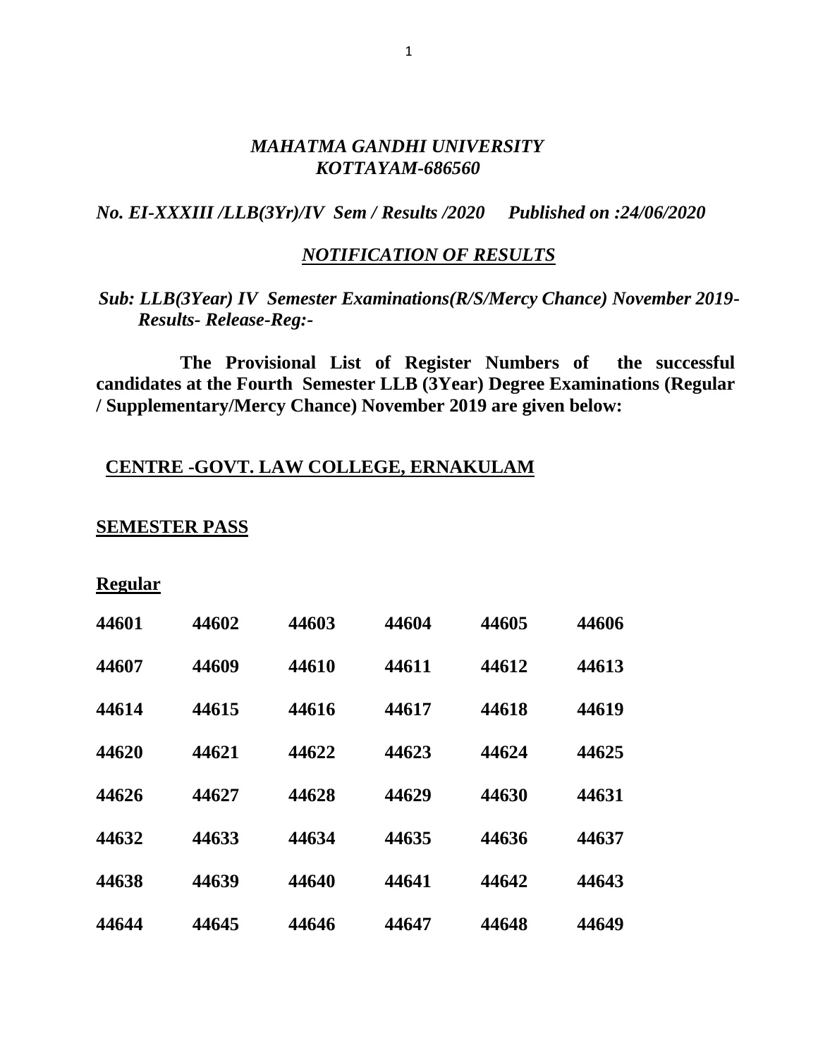# *MAHATMA GANDHI UNIVERSITY*
# *KOTTAYAM-686560*

***No. EI-XXXIII /LLB(3Yr)/IV Sem / Results /2020 Published on :24/06/2020***

## ***NOTIFICATION OF RESULTS***

***Sub: LLB(3Year) IV Semester Examinations(R/S/Mercy Chance) November 2019- Results- Release-Reg:-***

**The Provisional List of Register Numbers of the successful candidates at the Fourth Semester LLB (3Year) Degree Examinations (Regular / Supplementary/Mercy Chance) November 2019 are given below:**

## **CENTRE -GOVT. LAW COLLEGE, ERNAKULAM**

### **SEMESTER PASS**

**Regular**

| | | | | | |
|---|---|---|---|---|---|
| 44601 | 44602 | 44603 | 44604 | 44605 | 44606 |
| 44607 | 44609 | 44610 | 44611 | 44612 | 44613 |
| 44614 | 44615 | 44616 | 44617 | 44618 | 44619 |
| 44620 | 44621 | 44622 | 44623 | 44624 | 44625 |
| 44626 | 44627 | 44628 | 44629 | 44630 | 44631 |
| 44632 | 44633 | 44634 | 44635 | 44636 | 44637 |
| 44638 | 44639 | 44640 | 44641 | 44642 | 44643 |
| 44644 | 44645 | 44646 | 44647 | 44648 | 44649 |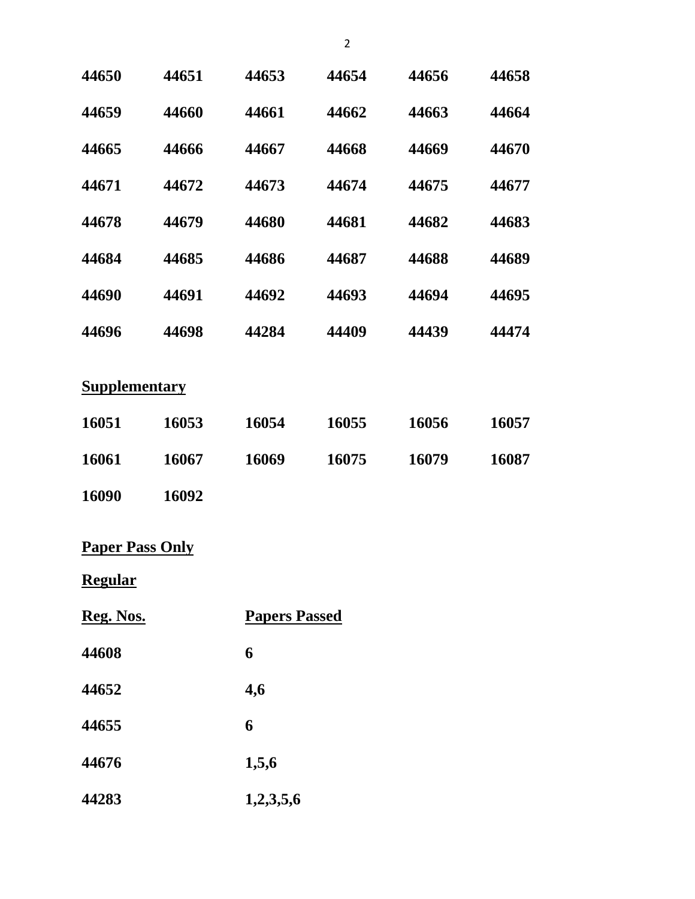| | | | | | |
|---|---|---|---|---|---|
| **44650** | **44651** | **44653** | **44654** | **44656** | **44658** |
| **44659** | **44660** | **44661** | **44662** | **44663** | **44664** |
| **44665** | **44666** | **44667** | **44668** | **44669** | **44670** |
| **44671** | **44672** | **44673** | **44674** | **44675** | **44677** |
| **44678** | **44679** | **44680** | **44681** | **44682** | **44683** |
| **44684** | **44685** | **44686** | **44687** | **44688** | **44689** |
| **44690** | **44691** | **44692** | **44693** | **44694** | **44695** |
| **44696** | **44698** | **44284** | **44409** | **44439** | **44474** |

**Supplementary**

| | | | | | |
|---|---|---|---|---|---|
| **16051** | **16053** | **16054** | **16055** | **16056** | **16057** |
| **16061** | **16067** | **16069** | **16075** | **16079** | **16087** |
| **16090** | **16092** | | | | |

**Paper Pass Only**

**Regular**

| Reg. Nos. | Papers Passed |
|---|---|
| **44608** | **6** |
| **44652** | **4,6** |
| **44655** | **6** |
| **44676** | **1,5,6** |
| **44283** | **1,2,3,5,6** |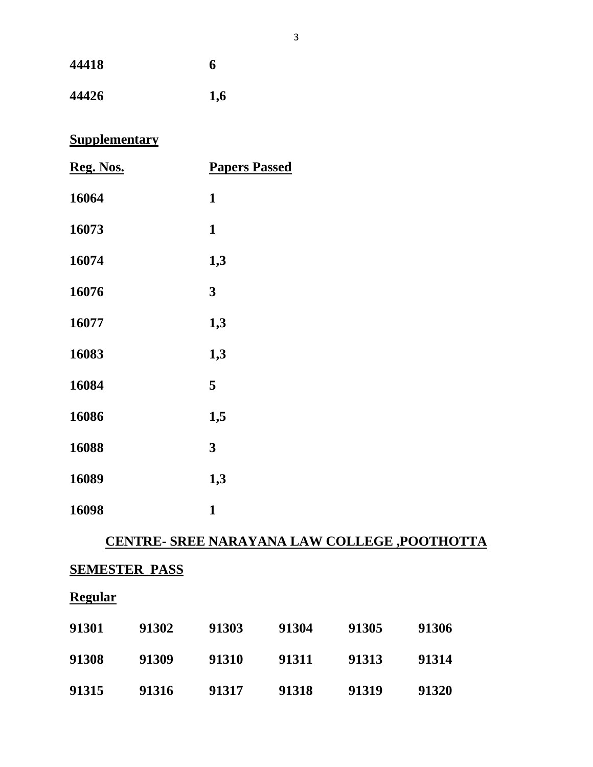| | |
|---|---|
| **44418** | **6** |
| **44426** | **1,6** |

**Supplementary**

| Reg. Nos. | Papers Passed |
|---|---|
| **16064** | **1** |
| **16073** | **1** |
| **16074** | **1,3** |
| **16076** | **3** |
| **16077** | **1,3** |
| **16083** | **1,3** |
| **16084** | **5** |
| **16086** | **1,5** |
| **16088** | **3** |
| **16089** | **1,3** |
| **16098** | **1** |

## CENTRE- SREE NARAYANA LAW COLLEGE ,POOTHOTTA

**SEMESTER PASS**

**Regular**

| | | | | | |
|---|---|---|---|---|---|
| **91301** | **91302** | **91303** | **91304** | **91305** | **91306** |
| **91308** | **91309** | **91310** | **91311** | **91313** | **91314** |
| **91315** | **91316** | **91317** | **91318** | **91319** | **91320** |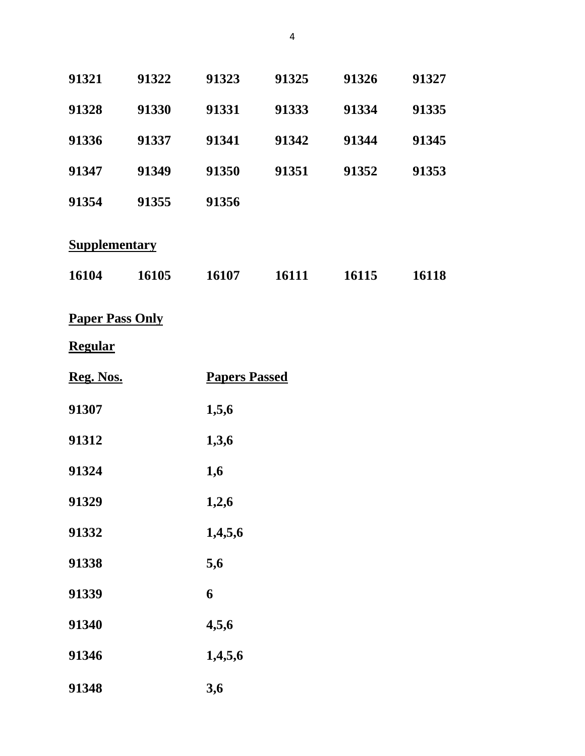| | | | | | |
|---|---|---|---|---|---|
| **91321** | **91322** | **91323** | **91325** | **91326** | **91327** |
| **91328** | **91330** | **91331** | **91333** | **91334** | **91335** |
| **91336** | **91337** | **91341** | **91342** | **91344** | **91345** |
| **91347** | **91349** | **91350** | **91351** | **91352** | **91353** |
| **91354** | **91355** | **91356** | | | |

**Supplementary**

| | | | | | |
|---|---|---|---|---|---|
| **16104** | **16105** | **16107** | **16111** | **16115** | **16118** |

**Paper Pass Only**

**Regular**

| **Reg. Nos.** | **Papers Passed** |
|---|---|
| **91307** | **1,5,6** |
| **91312** | **1,3,6** |
| **91324** | **1,6** |
| **91329** | **1,2,6** |
| **91332** | **1,4,5,6** |
| **91338** | **5,6** |
| **91339** | **6** |
| **91340** | **4,5,6** |
| **91346** | **1,4,5,6** |
| **91348** | **3,6** |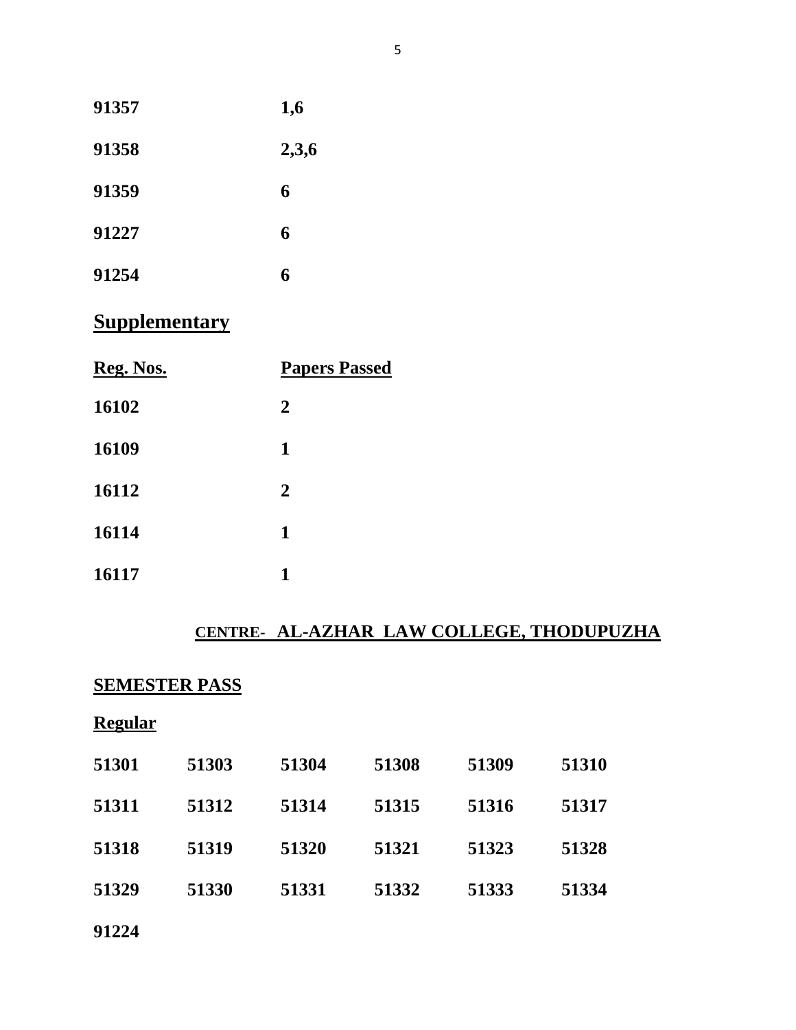| | |
|---|---|
| **91357** | **1,6** |
| **91358** | **2,3,6** |
| **91359** | **6** |
| **91227** | **6** |
| **91254** | **6** |

## Supplementary

| **Reg. Nos.** | **Papers Passed** |
|---|---|
| **16102** | **2** |
| **16109** | **1** |
| **16112** | **2** |
| **16114** | **1** |
| **16117** | **1** |

## CENTRE- AL-AZHAR LAW COLLEGE, THODUPUZHA

### SEMESTER PASS

**Regular**

| | | | | | |
|---|---|---|---|---|---|
| **51301** | **51303** | **51304** | **51308** | **51309** | **51310** |
| **51311** | **51312** | **51314** | **51315** | **51316** | **51317** |
| **51318** | **51319** | **51320** | **51321** | **51323** | **51328** |
| **51329** | **51330** | **51331** | **51332** | **51333** | **51334** |
| **91224** | | | | | |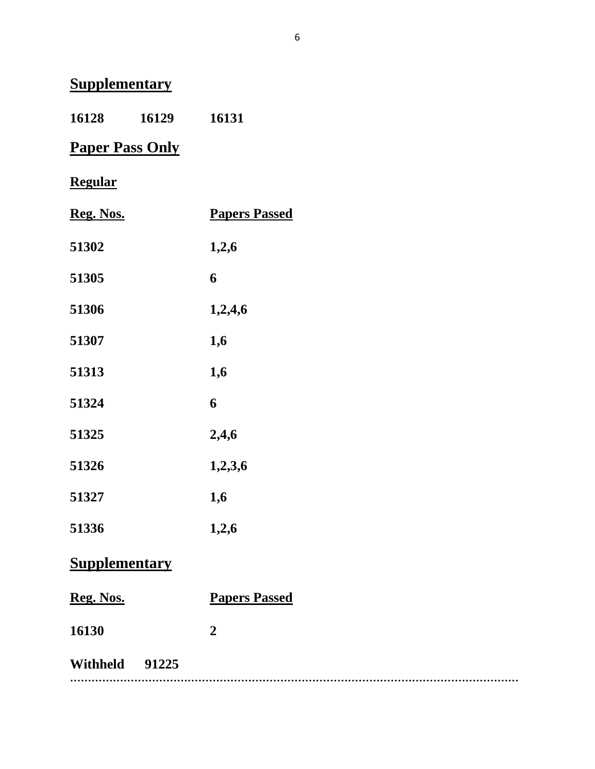## Supplementary

**16128 16129 16131**

## Paper Pass Only

### Regular

| Reg. Nos. | Papers Passed |
|---|---|
| 51302 | 1,2,6 |
| 51305 | 6 |
| 51306 | 1,2,4,6 |
| 51307 | 1,6 |
| 51313 | 1,6 |
| 51324 | 6 |
| 51325 | 2,4,6 |
| 51326 | 1,2,3,6 |
| 51327 | 1,6 |
| 51336 | 1,2,6 |

## Supplementary

| Reg. Nos. | Papers Passed |
|---|---|
| 16130 | 2 |

**Withheld 91225**

..........................................................................................................................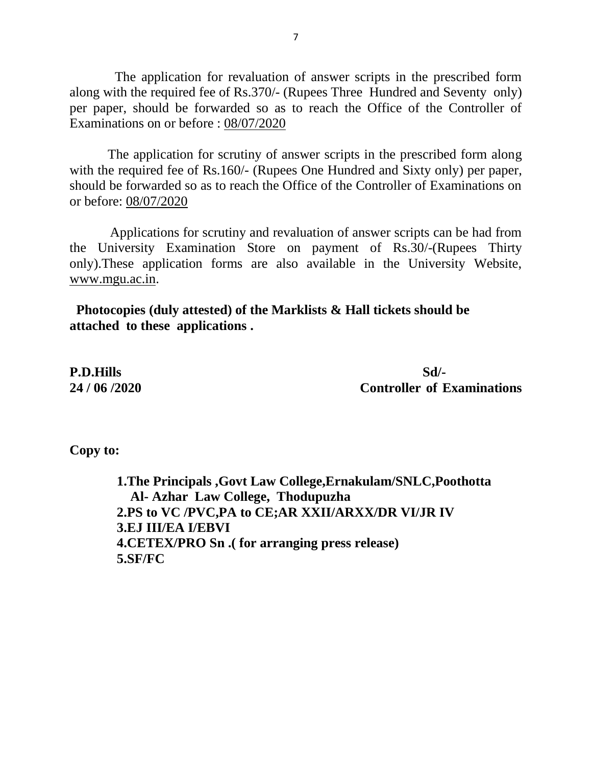The application for revaluation of answer scripts in the prescribed form along with the required fee of Rs.370/- (Rupees Three Hundred and Seventy only) per paper, should be forwarded so as to reach the Office of the Controller of Examinations on or before : 08/07/2020

The application for scrutiny of answer scripts in the prescribed form along with the required fee of Rs.160/- (Rupees One Hundred and Sixty only) per paper, should be forwarded so as to reach the Office of the Controller of Examinations on or before: 08/07/2020

Applications for scrutiny and revaluation of answer scripts can be had from the University Examination Store on payment of Rs.30/-(Rupees Thirty only).These application forms are also available in the University Website, www.mgu.ac.in.

**Photocopies (duly attested) of the Marklists & Hall tickets should be attached to these applications .**

**P.D.Hills** **Sd/-**
**24 / 06 /2020** **Controller of Examinations**

**Copy to:**

**1.The Principals ,Govt Law College,Ernakulam/SNLC,Poothotta Al- Azhar Law College, Thodupuzha**
**2.PS to VC /PVC,PA to CE;AR XXII/ARXX/DR VI/JR IV**
**3.EJ III/EA I/EBVI**
**4.CETEX/PRO Sn .( for arranging press release)**
**5.SF/FC**